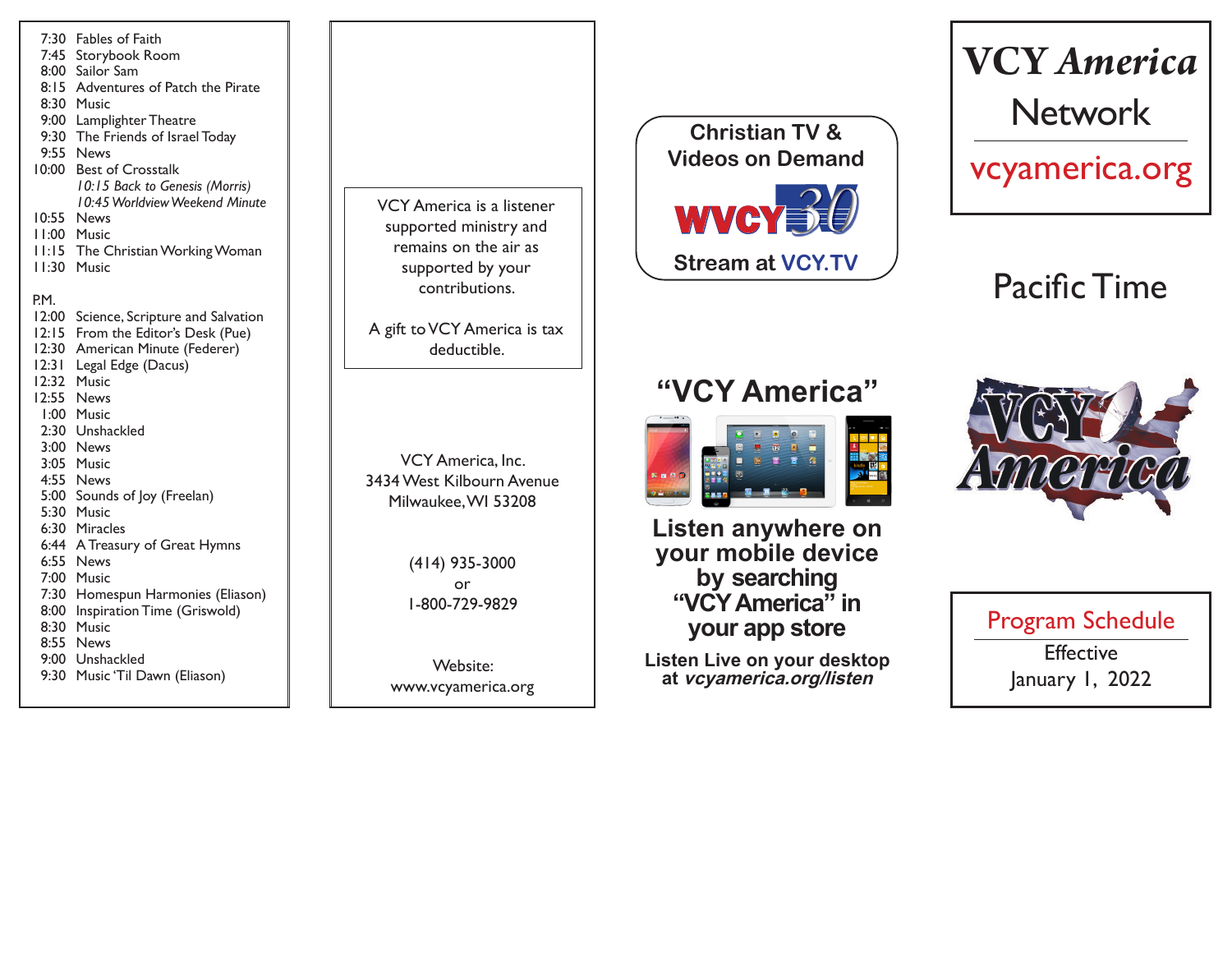7:30 Fables of Faith
7:45 Storybook Room
8:00 Sailor Sam
8:15 Adventures of Patch the Pirate
8:30 Music
9:00 Lamplighter Theatre
9:30 The Friends of Israel Today
9:55 News
10:00 Best of Crosstalk
*10:15 Back to Genesis (Morris)*
*10:45 Worldview Weekend Minute*
10:55 News
11:00 Music
11:15 The Christian Working Woman
11:30 Music

P.M.
12:00 Science, Scripture and Salvation
12:15 From the Editor's Desk (Pue)
12:30 American Minute (Federer)
12:31 Legal Edge (Dacus)
12:32 Music
12:55 News
1:00 Music
2:30 Unshackled
3:00 News
3:05 Music
4:55 News
5:00 Sounds of Joy (Freelan)
5:30 Music
6:30 Miracles
6:44 A Treasury of Great Hymns
6:55 News
7:00 Music
7:30 Homespun Harmonies (Eliason)
8:00 Inspiration Time (Griswold)
8:30 Music
8:55 News
9:00 Unshackled
9:30 Music 'Til Dawn (Eliason)

VCY America is a listener supported ministry and remains on the air as supported by your contributions.

A gift to VCY America is tax deductible.

VCY America, Inc.
3434 West Kilbourn Avenue
Milwaukee, WI 53208

(414) 935-3000
or
1-800-729-9829

Website:
www.vcyamerica.org

**Christian TV & Videos on Demand**

WVCY 30

**Stream at VCY.TV**

## "VCY America"

**Listen anywhere on your mobile device by searching "VCY America" in your app store**

**Listen Live on your desktop at *vcyamerica.org/listen***

# VCY *America* Network

vcyamerica.org

## Pacific Time

VCY America

Program Schedule

Effective
January 1, 2022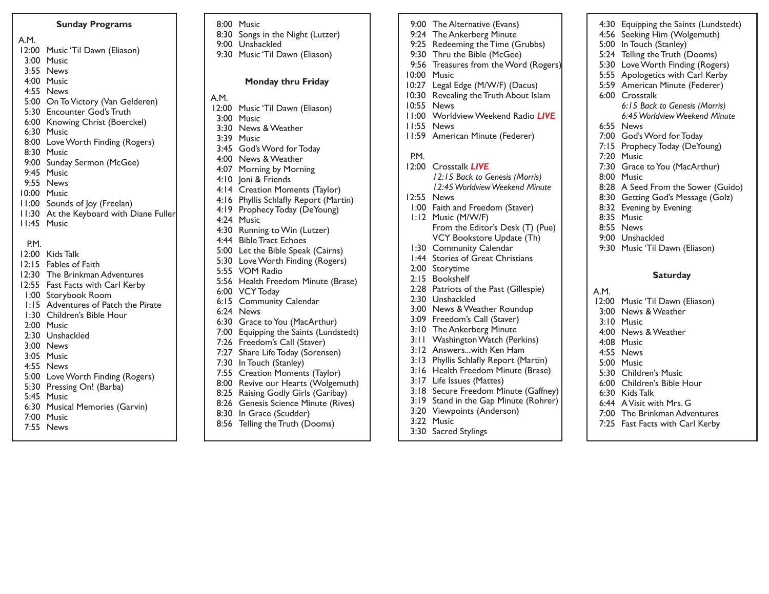## Sunday Programs

A.M.

12:00 Music 'Til Dawn (Eliason)
3:00 Music
3:55 News
4:00 Music
4:55 News
5:00 On To Victory (Van Gelderen)
5:30 Encounter God's Truth
6:00 Knowing Christ (Boerckel)
6:30 Music
8:00 Love Worth Finding (Rogers)
8:30 Music
9:00 Sunday Sermon (McGee)
9:45 Music
9:55 News
10:00 Music
11:00 Sounds of Joy (Freelan)
11:30 At the Keyboard with Diane Fuller
11:45 Music

P.M.

12:00 Kids Talk
12:15 Fables of Faith
12:30 The Brinkman Adventures
12:55 Fast Facts with Carl Kerby
1:00 Storybook Room
1:15 Adventures of Patch the Pirate
1:30 Children's Bible Hour
2:00 Music
2:30 Unshackled
3:00 News
3:05 Music
4:55 News
5:00 Love Worth Finding (Rogers)
5:30 Pressing On! (Barba)
5:45 Music
6:30 Musical Memories (Garvin)
7:00 Music
7:55 News
8:00 Music
8:30 Songs in the Night (Lutzer)
9:00 Unshackled
9:30 Music 'Til Dawn (Eliason)

## Monday thru Friday

A.M.

12:00 Music 'Til Dawn (Eliason)
3:00 Music
3:30 News & Weather
3:39 Music
3:45 God's Word for Today
4:00 News & Weather
4:07 Morning by Morning
4:10 Joni & Friends
4:14 Creation Moments (Taylor)
4:16 Phyllis Schlafly Report (Martin)
4:19 Prophecy Today (DeYoung)
4:24 Music
4:30 Running to Win (Lutzer)
4:44 Bible Tract Echoes
5:00 Let the Bible Speak (Cairns)
5:30 Love Worth Finding (Rogers)
5:55 VOM Radio
5:56 Health Freedom Minute (Brase)
6:00 VCY Today
6:15 Community Calendar
6:24 News
6:30 Grace to You (MacArthur)
7:00 Equipping the Saints (Lundstedt)
7:26 Freedom's Call (Staver)
7:27 Share Life Today (Sorensen)
7:30 In Touch (Stanley)
7:55 Creation Moments (Taylor)
8:00 Revive our Hearts (Wolgemuth)
8:25 Raising Godly Girls (Garibay)
8:26 Genesis Science Minute (Rives)
8:30 In Grace (Scudder)
8:56 Telling the Truth (Dooms)
9:00 The Alternative (Evans)
9:24 The Ankerberg Minute
9:25 Redeeming the Time (Grubbs)
9:30 Thru the Bible (McGee)
9:56 Treasures from the Word (Rogers)
10:00 Music
10:27 Legal Edge (M/W/F) (Dacus)
10:30 Revealing the Truth About Islam
10:55 News
11:00 Worldview Weekend Radio ***LIVE***
11:55 News
11:59 American Minute (Federer)

P.M.

12:00 Crosstalk ***LIVE***
*12:15 Back to Genesis (Morris)*
*12:45 Worldview Weekend Minute*
12:55 News
1:00 Faith and Freedom (Staver)
1:12 Music (M/W/F)
From the Editor's Desk (T) (Pue)
VCY Bookstore Update (Th)
1:30 Community Calendar
1:44 Stories of Great Christians
2:00 Storytime
2:15 Bookshelf
2:28 Patriots of the Past (Gillespie)
2:30 Unshackled
3:00 News & Weather Roundup
3:09 Freedom's Call (Staver)
3:10 The Ankerberg Minute
3:11 Washington Watch (Perkins)
3:12 Answers...with Ken Ham
3:13 Phyllis Schlafly Report (Martin)
3:16 Health Freedom Minute (Brase)
3:17 Life Issues (Mattes)
3:18 Secure Freedom Minute (Gaffney)
3:19 Stand in the Gap Minute (Rohrer)
3:20 Viewpoints (Anderson)
3:22 Music
3:30 Sacred Stylings
4:30 Equipping the Saints (Lundstedt)
4:56 Seeking Him (Wolgemuth)
5:00 In Touch (Stanley)
5:24 Telling the Truth (Dooms)
5:30 Love Worth Finding (Rogers)
5:55 Apologetics with Carl Kerby
5:59 American Minute (Federer)
6:00 Crosstalk
*6:15 Back to Genesis (Morris)*
*6:45 Worldview Weekend Minute*
6:55 News
7:00 God's Word for Today
7:15 Prophecy Today (DeYoung)
7:20 Music
7:30 Grace to You (MacArthur)
8:00 Music
8:28 A Seed From the Sower (Guido)
8:30 Getting God's Message (Golz)
8:32 Evening by Evening
8:35 Music
8:55 News
9:00 Unshackled
9:30 Music 'Til Dawn (Eliason)

## Saturday

A.M.

12:00 Music 'Til Dawn (Eliason)
3:00 News & Weather
3:10 Music
4:00 News & Weather
4:08 Music
4:55 News
5:00 Music
5:30 Children's Music
6:00 Children's Bible Hour
6:30 Kids Talk
6:44 A Visit with Mrs. G
7:00 The Brinkman Adventures
7:25 Fast Facts with Carl Kerby